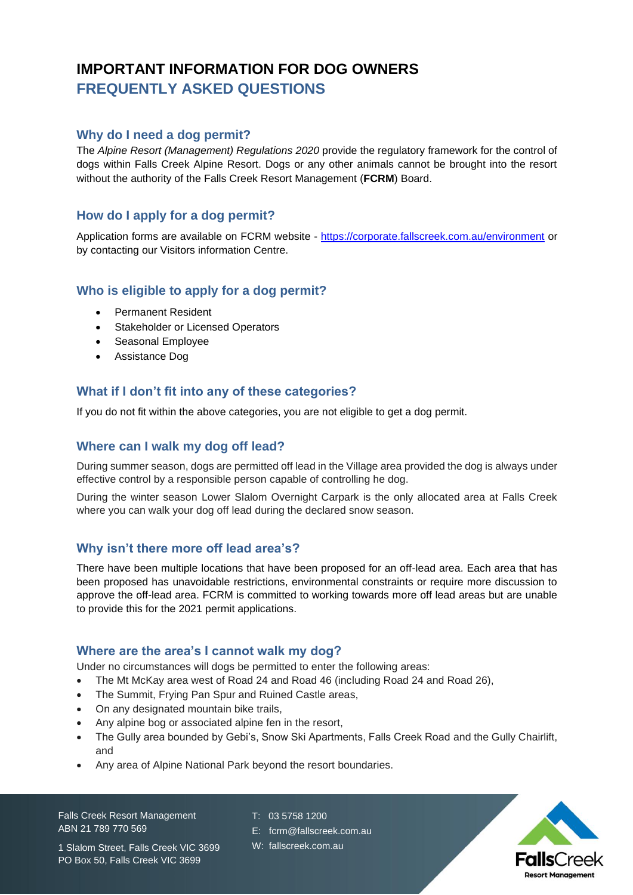# IMPORTANT INFORMATION FOR DOG OWNERS

## FREQUENTLY ASKED QUESTIONS

### Why do I need a dog permit?

The *Alpine Resort (Management) Regulations 2020* provide the regulatory framework for the control of dogs within Falls Creek Alpine Resort. Dogs or any other animals cannot be brought into the resort without the authority of the Falls Creek Resort Management (**FCRM**) Board.

### How do I apply for a dog permit?

Application forms are available on FCRM website - https://corporate.fallscreek.com.au/environment or by contacting our Visitors information Centre.

### Who is eligible to apply for a dog permit?

- Permanent Resident
- Stakeholder or Licensed Operators
- Seasonal Employee
- Assistance Dog

### What if I don't fit into any of these categories?

If you do not fit within the above categories, you are not eligible to get a dog permit.

### Where can I walk my dog off lead?

During summer season, dogs are permitted off lead in the Village area provided the dog is always under effective control by a responsible person capable of controlling he dog.

During the winter season Lower Slalom Overnight Carpark is the only allocated area at Falls Creek where you can walk your dog off lead during the declared snow season.

### Why isn't there more off lead area's?

There have been multiple locations that have been proposed for an off-lead area. Each area that has been proposed has unavoidable restrictions, environmental constraints or require more discussion to approve the off-lead area. FCRM is committed to working towards more off lead areas but are unable to provide this for the 2021 permit applications.

### Where are the area's I cannot walk my dog?

Under no circumstances will dogs be permitted to enter the following areas:

- The Mt McKay area west of Road 24 and Road 46 (including Road 24 and Road 26),
- The Summit, Frying Pan Spur and Ruined Castle areas,
- On any designated mountain bike trails,
- Any alpine bog or associated alpine fen in the resort,
- The Gully area bounded by Gebi's, Snow Ski Apartments, Falls Creek Road and the Gully Chairlift, and
- Any area of Alpine National Park beyond the resort boundaries.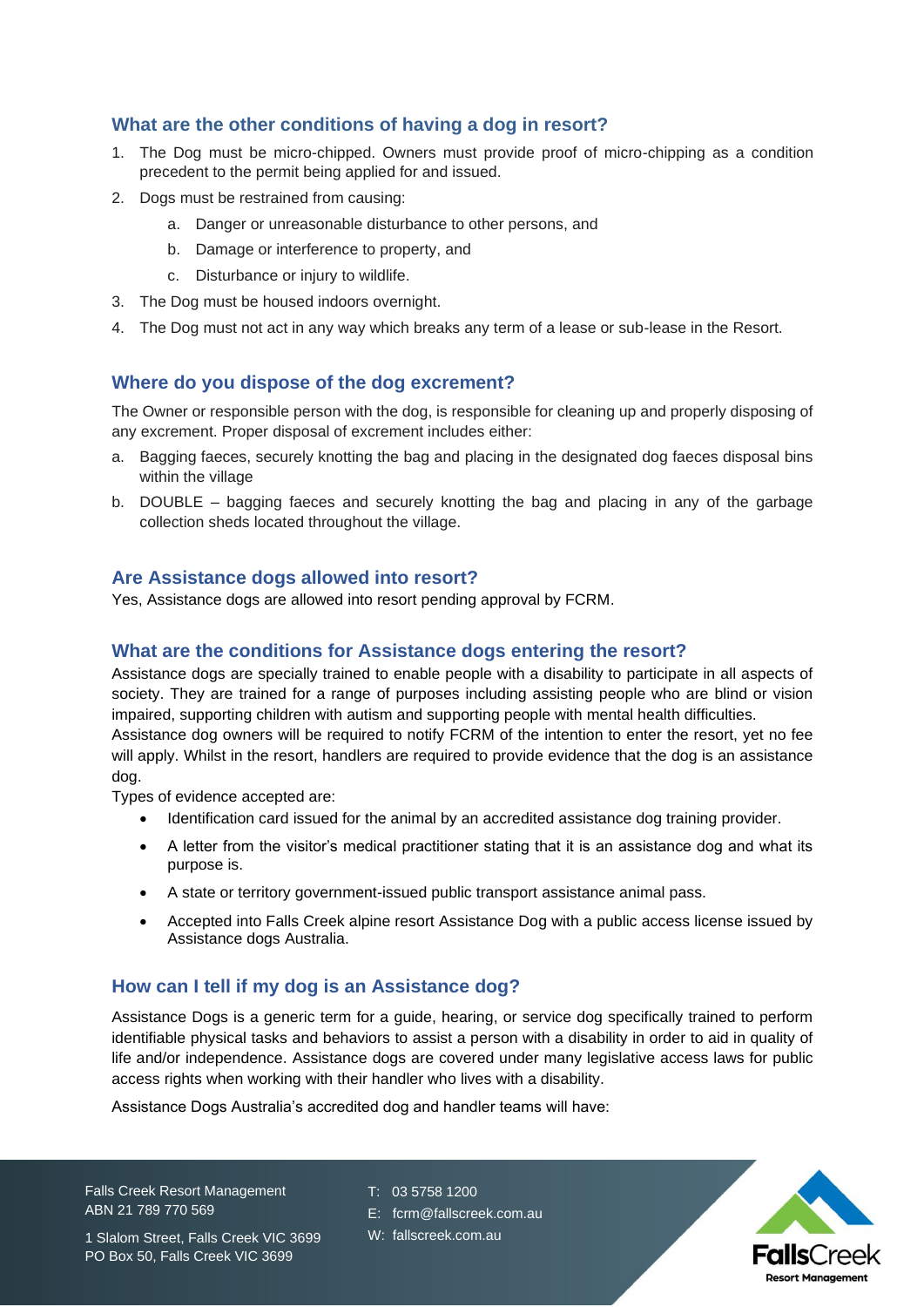## What are the other conditions of having a dog in resort?

1. The Dog must be micro-chipped. Owners must provide proof of micro-chipping as a condition precedent to the permit being applied for and issued.
2. Dogs must be restrained from causing:
   a. Danger or unreasonable disturbance to other persons, and
   b. Damage or interference to property, and
   c. Disturbance or injury to wildlife.
3. The Dog must be housed indoors overnight.
4. The Dog must not act in any way which breaks any term of a lease or sub-lease in the Resort.

## Where do you dispose of the dog excrement?

The Owner or responsible person with the dog, is responsible for cleaning up and properly disposing of any excrement. Proper disposal of excrement includes either:

a. Bagging faeces, securely knotting the bag and placing in the designated dog faeces disposal bins within the village
b. DOUBLE – bagging faeces and securely knotting the bag and placing in any of the garbage collection sheds located throughout the village.

## Are Assistance dogs allowed into resort?

Yes, Assistance dogs are allowed into resort pending approval by FCRM.

## What are the conditions for Assistance dogs entering the resort?

Assistance dogs are specially trained to enable people with a disability to participate in all aspects of society. They are trained for a range of purposes including assisting people who are blind or vision impaired, supporting children with autism and supporting people with mental health difficulties.
Assistance dog owners will be required to notify FCRM of the intention to enter the resort, yet no fee will apply. Whilst in the resort, handlers are required to provide evidence that the dog is an assistance dog.
Types of evidence accepted are:

- Identification card issued for the animal by an accredited assistance dog training provider.
- A letter from the visitor's medical practitioner stating that it is an assistance dog and what its purpose is.
- A state or territory government-issued public transport assistance animal pass.
- Accepted into Falls Creek alpine resort Assistance Dog with a public access license issued by Assistance dogs Australia.

## How can I tell if my dog is an Assistance dog?

Assistance Dogs is a generic term for a guide, hearing, or service dog specifically trained to perform identifiable physical tasks and behaviors to assist a person with a disability in order to aid in quality of life and/or independence. Assistance dogs are covered under many legislative access laws for public access rights when working with their handler who lives with a disability.

Assistance Dogs Australia's accredited dog and handler teams will have: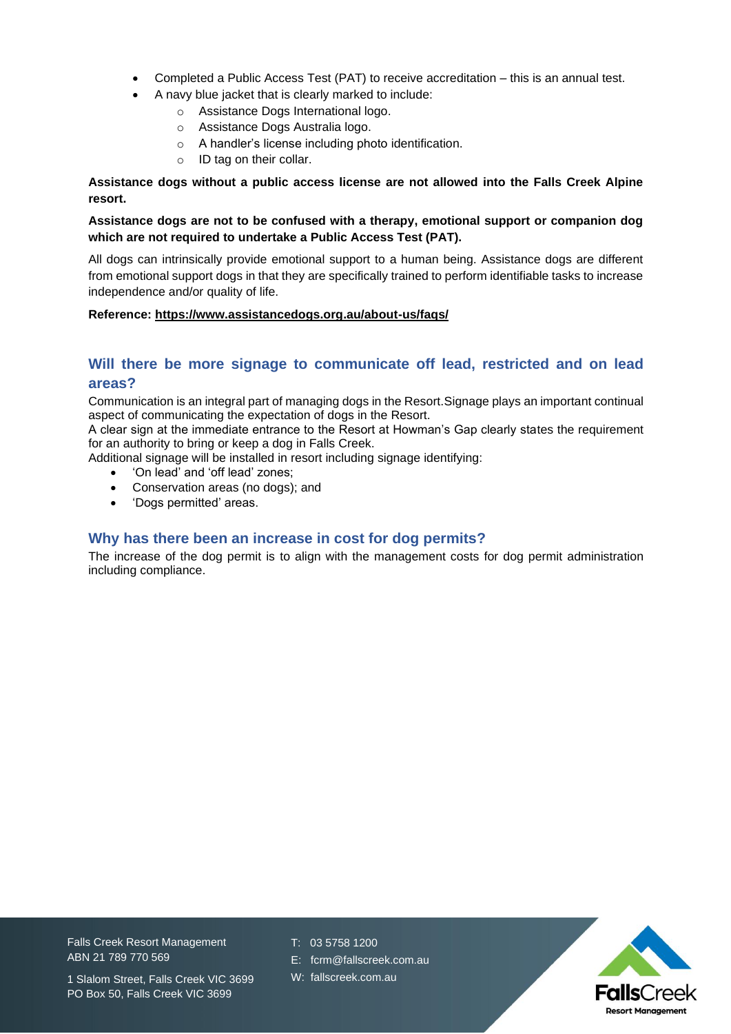- Completed a Public Access Test (PAT) to receive accreditation – this is an annual test.
- A navy blue jacket that is clearly marked to include:
  - Assistance Dogs International logo.
  - Assistance Dogs Australia logo.
  - A handler's license including photo identification.
  - ID tag on their collar.

**Assistance dogs without a public access license are not allowed into the Falls Creek Alpine resort.**

**Assistance dogs are not to be confused with a therapy, emotional support or companion dog which are not required to undertake a Public Access Test (PAT).**

All dogs can intrinsically provide emotional support to a human being. Assistance dogs are different from emotional support dogs in that they are specifically trained to perform identifiable tasks to increase independence and/or quality of life.

**Reference: https://www.assistancedogs.org.au/about-us/faqs/**

## Will there be more signage to communicate off lead, restricted and on lead areas?

Communication is an integral part of managing dogs in the Resort.Signage plays an important continual aspect of communicating the expectation of dogs in the Resort.
A clear sign at the immediate entrance to the Resort at Howman's Gap clearly states the requirement for an authority to bring or keep a dog in Falls Creek.
Additional signage will be installed in resort including signage identifying:

- 'On lead' and 'off lead' zones;
- Conservation areas (no dogs); and
- 'Dogs permitted' areas.

## Why has there been an increase in cost for dog permits?

The increase of the dog permit is to align with the management costs for dog permit administration including compliance.